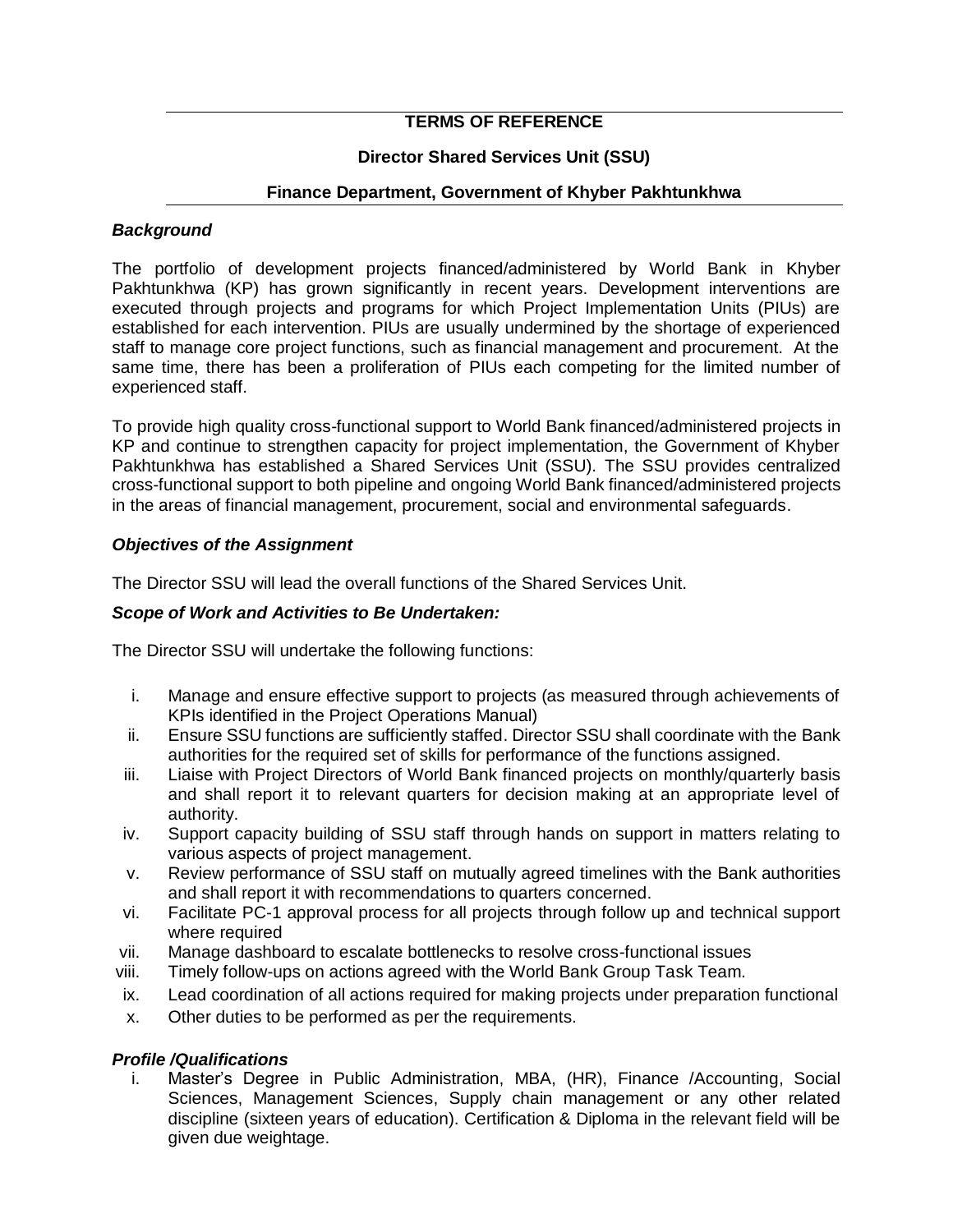**TERMS OF REFERENCE**

**Director Shared Services Unit (SSU)**

**Finance Department, Government of Khyber Pakhtunkhwa**

***Background***

The portfolio of development projects financed/administered by World Bank in Khyber Pakhtunkhwa (KP) has grown significantly in recent years. Development interventions are executed through projects and programs for which Project Implementation Units (PIUs) are established for each intervention. PIUs are usually undermined by the shortage of experienced staff to manage core project functions, such as financial management and procurement. At the same time, there has been a proliferation of PIUs each competing for the limited number of experienced staff.

To provide high quality cross-functional support to World Bank financed/administered projects in KP and continue to strengthen capacity for project implementation, the Government of Khyber Pakhtunkhwa has established a Shared Services Unit (SSU). The SSU provides centralized cross-functional support to both pipeline and ongoing World Bank financed/administered projects in the areas of financial management, procurement, social and environmental safeguards.

***Objectives of the Assignment***

The Director SSU will lead the overall functions of the Shared Services Unit.

***Scope of Work and Activities to Be Undertaken:***

The Director SSU will undertake the following functions:

- i. Manage and ensure effective support to projects (as measured through achievements of KPIs identified in the Project Operations Manual)
- ii. Ensure SSU functions are sufficiently staffed. Director SSU shall coordinate with the Bank authorities for the required set of skills for performance of the functions assigned.
- iii. Liaise with Project Directors of World Bank financed projects on monthly/quarterly basis and shall report it to relevant quarters for decision making at an appropriate level of authority.
- iv. Support capacity building of SSU staff through hands on support in matters relating to various aspects of project management.
- v. Review performance of SSU staff on mutually agreed timelines with the Bank authorities and shall report it with recommendations to quarters concerned.
- vi. Facilitate PC-1 approval process for all projects through follow up and technical support where required
- vii. Manage dashboard to escalate bottlenecks to resolve cross-functional issues
- viii. Timely follow-ups on actions agreed with the World Bank Group Task Team.
- ix. Lead coordination of all actions required for making projects under preparation functional
- x. Other duties to be performed as per the requirements.

***Profile /Qualifications***

- i. Master's Degree in Public Administration, MBA, (HR), Finance /Accounting, Social Sciences, Management Sciences, Supply chain management or any other related discipline (sixteen years of education). Certification & Diploma in the relevant field will be given due weightage.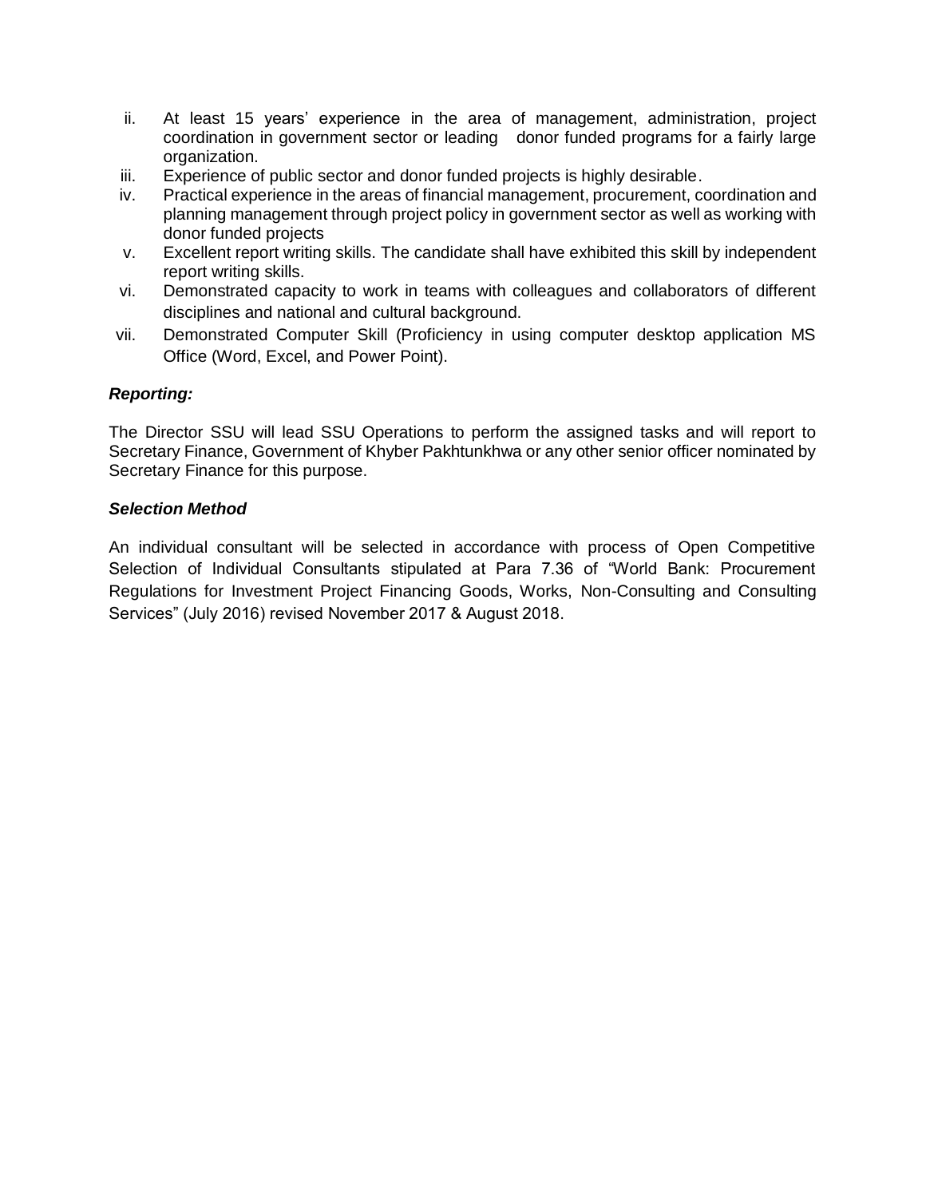ii. At least 15 years' experience in the area of management, administration, project coordination in government sector or leading donor funded programs for a fairly large organization.
iii. Experience of public sector and donor funded projects is highly desirable.
iv. Practical experience in the areas of financial management, procurement, coordination and planning management through project policy in government sector as well as working with donor funded projects
v. Excellent report writing skills. The candidate shall have exhibited this skill by independent report writing skills.
vi. Demonstrated capacity to work in teams with colleagues and collaborators of different disciplines and national and cultural background.
vii. Demonstrated Computer Skill (Proficiency in using computer desktop application MS Office (Word, Excel, and Power Point).

***Reporting:***

The Director SSU will lead SSU Operations to perform the assigned tasks and will report to Secretary Finance, Government of Khyber Pakhtunkhwa or any other senior officer nominated by Secretary Finance for this purpose.

***Selection Method***

An individual consultant will be selected in accordance with process of Open Competitive Selection of Individual Consultants stipulated at Para 7.36 of "World Bank: Procurement Regulations for Investment Project Financing Goods, Works, Non-Consulting and Consulting Services" (July 2016) revised November 2017 & August 2018.